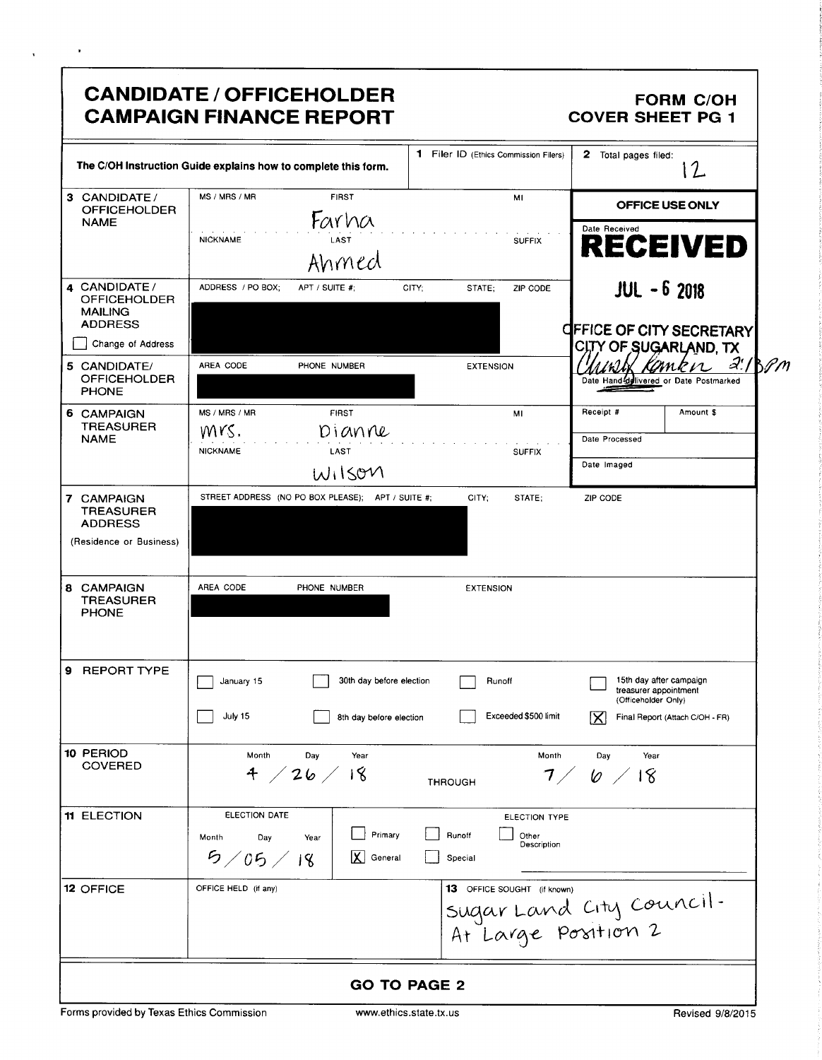# CANDIDATE / OFFICEHOLDER CAMPAIGN FINANCE REPORT

**FORM C/OH**
**COVER SHEET PG 1**

| | | | |
|---|---|---|---|
| The C/OH Instruction Guide explains how to complete this form. | | **1** Filer ID (Ethics Commission Filers) | **2** Total pages filed: 12 |
| **3 CANDIDATE / OFFICEHOLDER NAME** | MS / MRS / MR; FIRST: Farha; MI; NICKNAME; LAST: Ahmed; SUFFIX | | **OFFICE USE ONLY** Date Received: **RECEIVED** JUL - 6 2018 OFFICE OF CITY SECRETARY CITY OF SUGARLAND, TX [signature] 2:13PM Date Hand-delivered or Date Postmarked |
| **4 CANDIDATE / OFFICEHOLDER MAILING ADDRESS** ☐ Change of Address | ADDRESS / PO BOX; APT / SUITE #; CITY; STATE; ZIP CODE: [redacted] | | |
| **5 CANDIDATE/ OFFICEHOLDER PHONE** | AREA CODE; PHONE NUMBER: [redacted]; EXTENSION | | |
| **6 CAMPAIGN TREASURER NAME** | MS / MRS / MR: Mrs.; FIRST: Dianne; MI; NICKNAME; LAST: Wilson; SUFFIX | | Receipt # / Amount $ / Date Processed / Date Imaged |
| **7 CAMPAIGN TREASURER ADDRESS** (Residence or Business) | STREET ADDRESS (NO PO BOX PLEASE); APT / SUITE #; CITY; STATE; ZIP CODE: [redacted] | | |
| **8 CAMPAIGN TREASURER PHONE** | AREA CODE; PHONE NUMBER: [redacted]; EXTENSION | | |

**9 REPORT TYPE**

- ☐ January 15
- ☐ July 15
- ☐ 30th day before election
- ☐ 8th day before election
- ☐ Runoff
- ☐ Exceeded $500 limit
- ☐ 15th day after campaign treasurer appointment (Officeholder Only)
- ☒ Final Report (Attach C/OH - FR)

**10 PERIOD COVERED**

Month / Day / Year: 4 / 26 / 18 THROUGH Month / Day / Year: 7 / 6 / 18

**11 ELECTION**

ELECTION DATE (Month / Day / Year): 5 / 05 / 18

ELECTION TYPE:
- ☐ Primary
- ☒ General
- ☐ Runoff
- ☐ Special
- ☐ Other Description

**12 OFFICE**

OFFICE HELD (if any):

**13** OFFICE SOUGHT (if known): Sugar Land City Council - At Large Position 2

**GO TO PAGE 2**

Forms provided by Texas Ethics Commission www.ethics.state.tx.us Revised 9/8/2015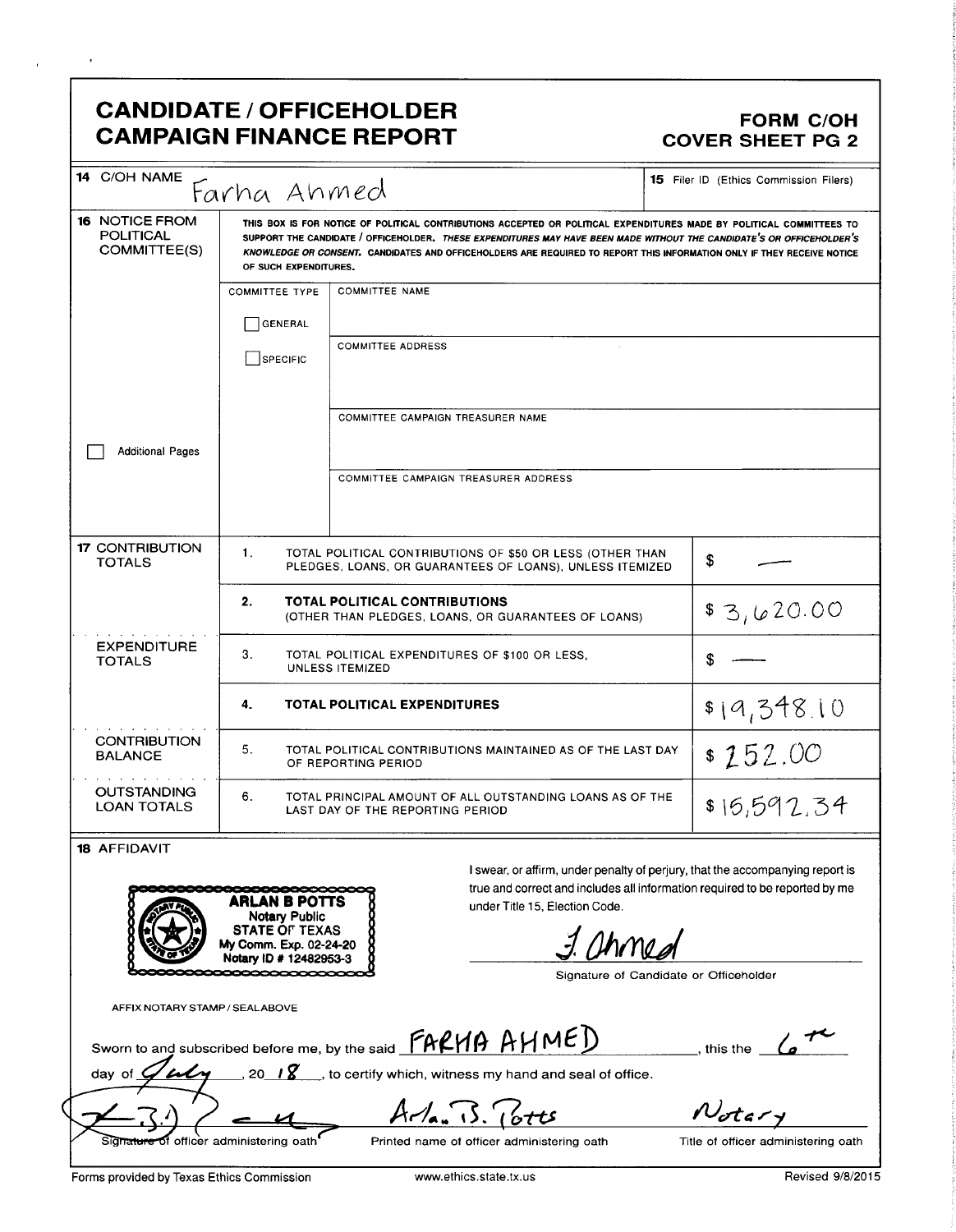# CANDIDATE / OFFICEHOLDER CAMPAIGN FINANCE REPORT

## FORM C/OH COVER SHEET PG 2

**14** C/OH NAME: Farha Ahmed

**15** Filer ID (Ethics Commission Filers):

**16** NOTICE FROM POLITICAL COMMITTEE(S)

THIS BOX IS FOR NOTICE OF POLITICAL CONTRIBUTIONS ACCEPTED OR POLITICAL EXPENDITURES MADE BY POLITICAL COMMITTEES TO SUPPORT THE CANDIDATE / OFFICEHOLDER. *THESE EXPENDITURES MAY HAVE BEEN MADE WITHOUT THE CANDIDATE'S OR OFFICEHOLDER'S KNOWLEDGE OR CONSENT.* CANDIDATES AND OFFICEHOLDERS ARE REQUIRED TO REPORT THIS INFORMATION ONLY IF THEY RECEIVE NOTICE OF SUCH EXPENDITURES.

| COMMITTEE TYPE | |
|---|---|
| ☐ GENERAL | COMMITTEE NAME: |
| ☐ SPECIFIC | COMMITTEE ADDRESS: |
| | COMMITTEE CAMPAIGN TREASURER NAME: |
| | COMMITTEE CAMPAIGN TREASURER ADDRESS: |

☐ Additional Pages

| | | | |
|---|---|---|---|
| **17** CONTRIBUTION TOTALS | 1. | TOTAL POLITICAL CONTRIBUTIONS OF $50 OR LESS (OTHER THAN PLEDGES, LOANS, OR GUARANTEES OF LOANS), UNLESS ITEMIZED | $ — |
| | 2. | **TOTAL POLITICAL CONTRIBUTIONS** (OTHER THAN PLEDGES, LOANS, OR GUARANTEES OF LOANS) | $ 3,620.00 |
| EXPENDITURE TOTALS | 3. | TOTAL POLITICAL EXPENDITURES OF $100 OR LESS, UNLESS ITEMIZED | $ — |
| | 4. | **TOTAL POLITICAL EXPENDITURES** | $ 19,348.10 |
| CONTRIBUTION BALANCE | 5. | TOTAL POLITICAL CONTRIBUTIONS MAINTAINED AS OF THE LAST DAY OF REPORTING PERIOD | $ 252.00 |
| OUTSTANDING LOAN TOTALS | 6. | TOTAL PRINCIPAL AMOUNT OF ALL OUTSTANDING LOANS AS OF THE LAST DAY OF THE REPORTING PERIOD | $ 15,592.34 |

**18** AFFIDAVIT

ARLAN B POTTS
Notary Public
STATE OF TEXAS
My Comm. Exp. 02-24-20
Notary ID # 12482953-3

AFFIX NOTARY STAMP / SEAL ABOVE

I swear, or affirm, under penalty of perjury, that the accompanying report is true and correct and includes all information required to be reported by me under Title 15, Election Code.

F. Ahmed
Signature of Candidate or Officeholder

Sworn to and subscribed before me, by the said FARHA AHMED, this the 6th day of July, 20 18, to certify which, witness my hand and seal of office.

| Signature of officer administering oath | Arlan B. Potts — Printed name of officer administering oath | Notary — Title of officer administering oath |
|---|---|---|

Forms provided by Texas Ethics Commission | www.ethics.state.tx.us | Revised 9/8/2015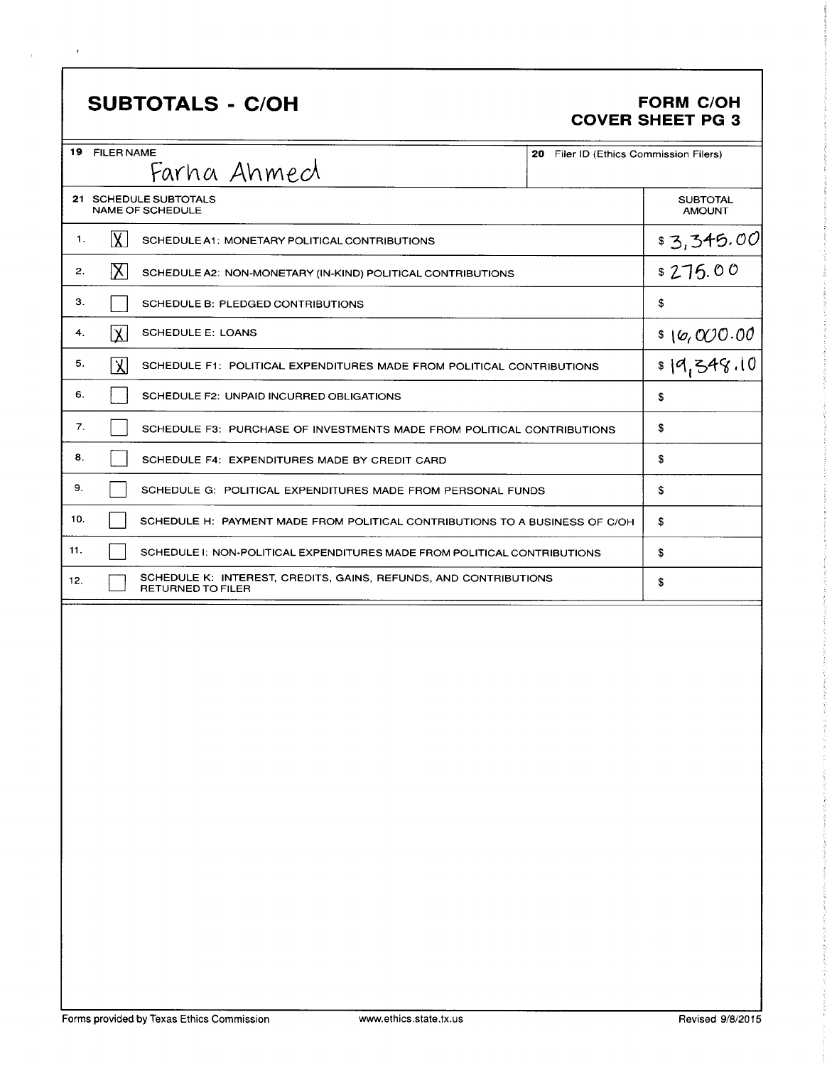## SUBTOTALS - C/OH

**FORM C/OH**
**COVER SHEET PG 3**

| 19 FILER NAME | 20 Filer ID (Ethics Commission Filers) |
|---|---|
| Farha Ahmed | |

| 21 SCHEDULE SUBTOTALS | | NAME OF SCHEDULE | SUBTOTAL AMOUNT |
|---|---|---|---|
| 1. | [X] | SCHEDULE A1: MONETARY POLITICAL CONTRIBUTIONS | $ 3,345.00 |
| 2. | [X] | SCHEDULE A2: NON-MONETARY (IN-KIND) POLITICAL CONTRIBUTIONS | $ 275.00 |
| 3. | [ ] | SCHEDULE B: PLEDGED CONTRIBUTIONS | $ |
| 4. | [X] | SCHEDULE E: LOANS | $ 16,000.00 |
| 5. | [X] | SCHEDULE F1: POLITICAL EXPENDITURES MADE FROM POLITICAL CONTRIBUTIONS | $ 19,348.10 |
| 6. | [ ] | SCHEDULE F2: UNPAID INCURRED OBLIGATIONS | $ |
| 7. | [ ] | SCHEDULE F3: PURCHASE OF INVESTMENTS MADE FROM POLITICAL CONTRIBUTIONS | $ |
| 8. | [ ] | SCHEDULE F4: EXPENDITURES MADE BY CREDIT CARD | $ |
| 9. | [ ] | SCHEDULE G: POLITICAL EXPENDITURES MADE FROM PERSONAL FUNDS | $ |
| 10. | [ ] | SCHEDULE H: PAYMENT MADE FROM POLITICAL CONTRIBUTIONS TO A BUSINESS OF C/OH | $ |
| 11. | [ ] | SCHEDULE I: NON-POLITICAL EXPENDITURES MADE FROM POLITICAL CONTRIBUTIONS | $ |
| 12. | [ ] | SCHEDULE K: INTEREST, CREDITS, GAINS, REFUNDS, AND CONTRIBUTIONS RETURNED TO FILER | $ |

Forms provided by Texas Ethics Commission www.ethics.state.tx.us Revised 9/8/2015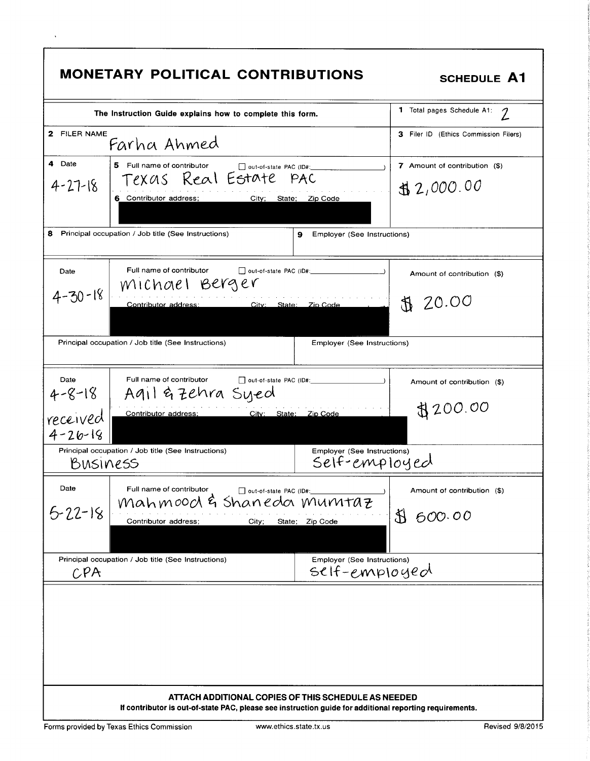# MONETARY POLITICAL CONTRIBUTIONS

**SCHEDULE A1**

| The Instruction Guide explains how to complete this form. | 1 Total pages Schedule A1: 2 |
|---|---|
| 2 FILER NAME: Farha Ahmed | 3 Filer ID (Ethics Commission Filers) |

| 4 Date | 5 Full name of contributor ☐ out-of-state PAC (ID#: ) / 6 Contributor address; City; State; Zip Code | 7 Amount of contribution ($) |
|---|---|---|
| 4-27-18 | Texas Real Estate PAC | $2,000.00 |
| **8** Principal occupation / Job title (See Instructions): | **9** Employer (See Instructions): | |

| Date | Full name of contributor ☐ out-of-state PAC (ID#: ) / Contributor address; City; State; Zip Code | Amount of contribution ($) |
|---|---|---|
| 4-30-18 | Michael Berger | $ 20.00 |
| Principal occupation / Job title (See Instructions): | Employer (See Instructions): | |

| Date | Full name of contributor ☐ out-of-state PAC (ID#: ) / Contributor address; City; State; Zip Code | Amount of contribution ($) |
|---|---|---|
| 4-8-18 received 4-26-18 | Aqil & Zehra Syed | $200.00 |
| Principal occupation / Job title (See Instructions): Business | Employer (See Instructions): Self-employed | |

| Date | Full name of contributor ☐ out-of-state PAC (ID#: ) / Contributor address; City; State; Zip Code | Amount of contribution ($) |
|---|---|---|
| 5-22-18 | Mahmood & Shaneda Mumtaz | $ 500.00 |
| Principal occupation / Job title (See Instructions): CPA | Employer (See Instructions): Self-employed | |

**ATTACH ADDITIONAL COPIES OF THIS SCHEDULE AS NEEDED**

**If contributor is out-of-state PAC, please see instruction guide for additional reporting requirements.**

Forms provided by Texas Ethics Commission    www.ethics.state.tx.us    Revised 9/8/2015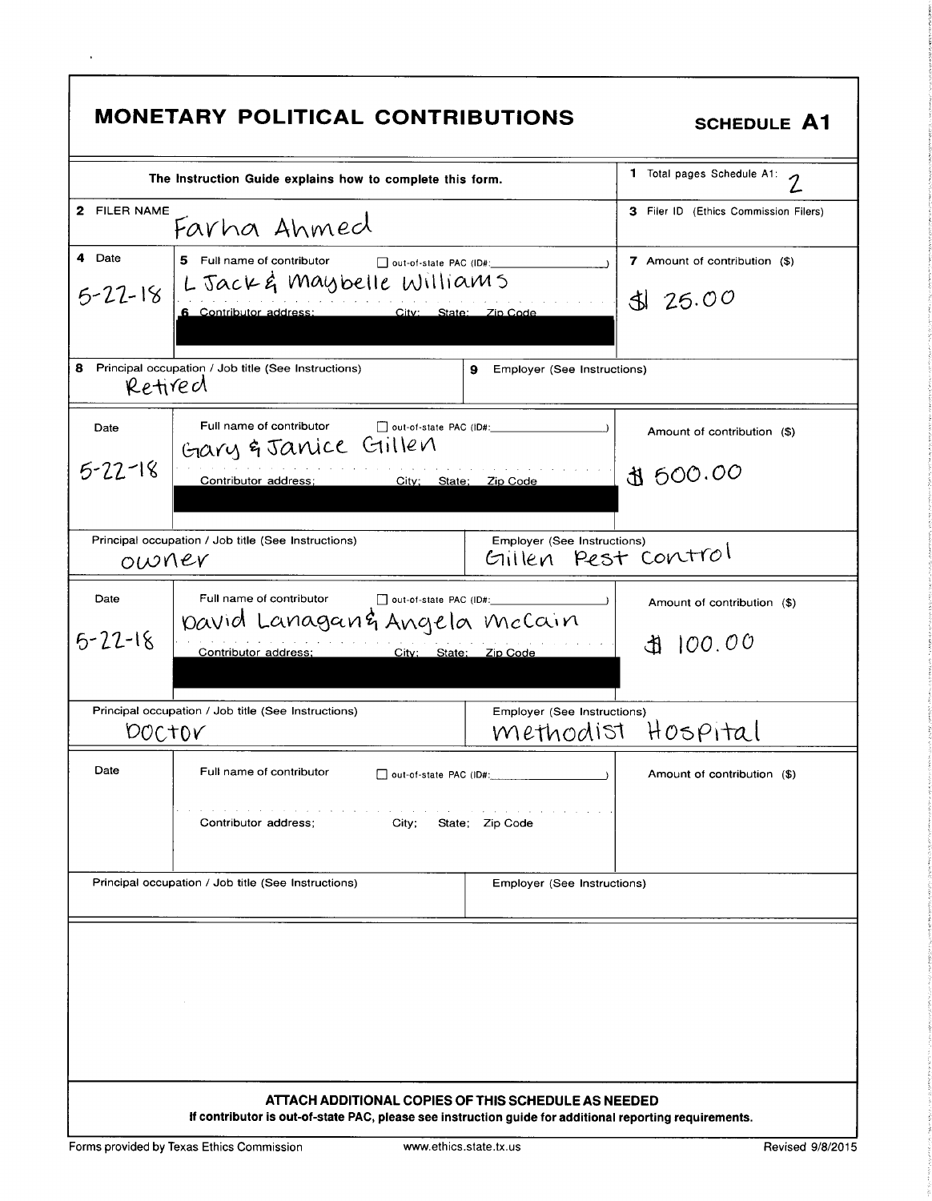# MONETARY POLITICAL CONTRIBUTIONS

**SCHEDULE A1**

| The Instruction Guide explains how to complete this form. | | 1 Total pages Schedule A1: 2 |
|---|---|---|
| 2 FILER NAME: Farha Ahmed | | 3 Filer ID (Ethics Commission Filers) |
| 4 Date: 5-22-18 | 5 Full name of contributor ☐ out-of-state PAC (ID#: ) L Jack & Maybelle Williams<br>6 Contributor address; City; State; Zip Code: [REDACTED] | 7 Amount of contribution ($): $ 25.00 |
| 8 Principal occupation / Job title (See Instructions): Retired | 9 Employer (See Instructions): | |
| Date: 5-22-18 | Full name of contributor ☐ out-of-state PAC (ID#: ) Gary & Janice Gillen<br>Contributor address; City; State; Zip Code: [REDACTED] | Amount of contribution ($): $ 500.00 |
| Principal occupation / Job title (See Instructions): owner | Employer (See Instructions): Gillen Pest Control | |
| Date: 5-22-18 | Full name of contributor ☐ out-of-state PAC (ID#: ) David Lanagan & Angela McCain<br>Contributor address; City; State; Zip Code: [REDACTED] | Amount of contribution ($): $ 100.00 |
| Principal occupation / Job title (See Instructions): Doctor | Employer (See Instructions): Methodist Hospital | |
| Date: | Full name of contributor ☐ out-of-state PAC (ID#: )<br>Contributor address; City; State; Zip Code | Amount of contribution ($) |
| Principal occupation / Job title (See Instructions) | Employer (See Instructions) | |

**ATTACH ADDITIONAL COPIES OF THIS SCHEDULE AS NEEDED**

**If contributor is out-of-state PAC, please see instruction guide for additional reporting requirements.**

Forms provided by Texas Ethics Commission www.ethics.state.tx.us Revised 9/8/2015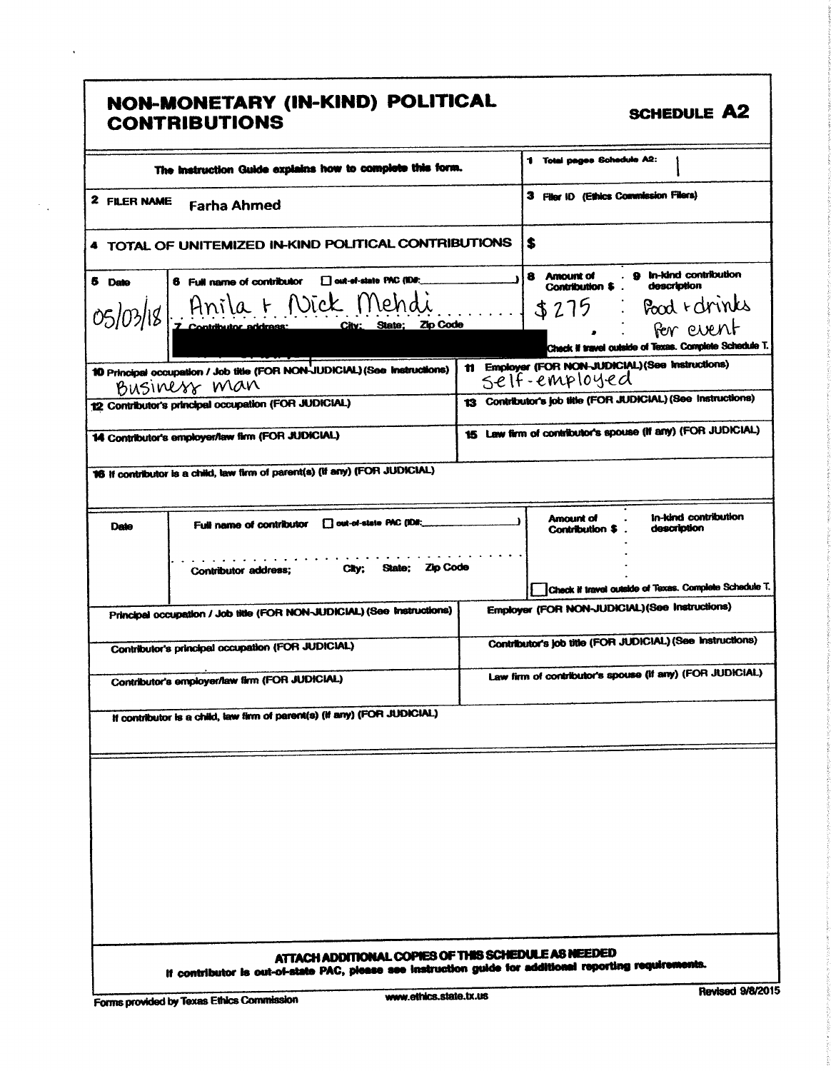# NON-MONETARY (IN-KIND) POLITICAL CONTRIBUTIONS

**SCHEDULE A2**

The Instruction Guide explains how to complete this form.

1 Total pages Schedule A2: 1

2 FILER NAME: Farha Ahmed

3 Filer ID (Ethics Commission Filers)

4 TOTAL OF UNITEMIZED IN-KIND POLITICAL CONTRIBUTIONS $

| 5 Date | 6 Full name of contributor ☐ out-of-state PAC (ID#: ) | 8 Amount of Contribution $ | 9 In-kind contribution description |
|---|---|---|---|
| 05/03/18 | Anila + Nick Mehdi | $275 | Food + drinks for event |
| | 7 Contributor address; City; State; Zip Code: [REDACTED] | ☐ Check if travel outside of Texas. Complete Schedule T. | |

| | |
|---|---|
| 10 Principal occupation / Job title (FOR NON-JUDICIAL) (See Instructions): Business man | 11 Employer (FOR NON-JUDICIAL) (See Instructions): Self-employed |
| 12 Contributor's principal occupation (FOR JUDICIAL) | 13 Contributor's job title (FOR JUDICIAL) (See Instructions) |
| 14 Contributor's employer/law firm (FOR JUDICIAL) | 15 Law firm of contributor's spouse (if any) (FOR JUDICIAL) |

16 If contributor is a child, law firm of parent(s) (if any) (FOR JUDICIAL)

| Date | Full name of contributor ☐ out-of-state PAC (ID#: ) | Amount of Contribution $ | In-kind contribution description |
|---|---|---|---|
| | | | |
| | Contributor address; City; State; Zip Code | ☐ Check if travel outside of Texas. Complete Schedule T. | |

| | |
|---|---|
| Principal occupation / Job title (FOR NON-JUDICIAL) (See Instructions) | Employer (FOR NON-JUDICIAL) (See Instructions) |
| Contributor's principal occupation (FOR JUDICIAL) | Contributor's job title (FOR JUDICIAL) (See Instructions) |
| Contributor's employer/law firm (FOR JUDICIAL) | Law firm of contributor's spouse (if any) (FOR JUDICIAL) |

If contributor is a child, law firm of parent(s) (if any) (FOR JUDICIAL)

**ATTACH ADDITIONAL COPIES OF THIS SCHEDULE AS NEEDED**

**If contributor is out-of-state PAC, please see instruction guide for additional reporting requirements.**

Forms provided by Texas Ethics Commission    www.ethics.state.tx.us    Revised 9/8/2015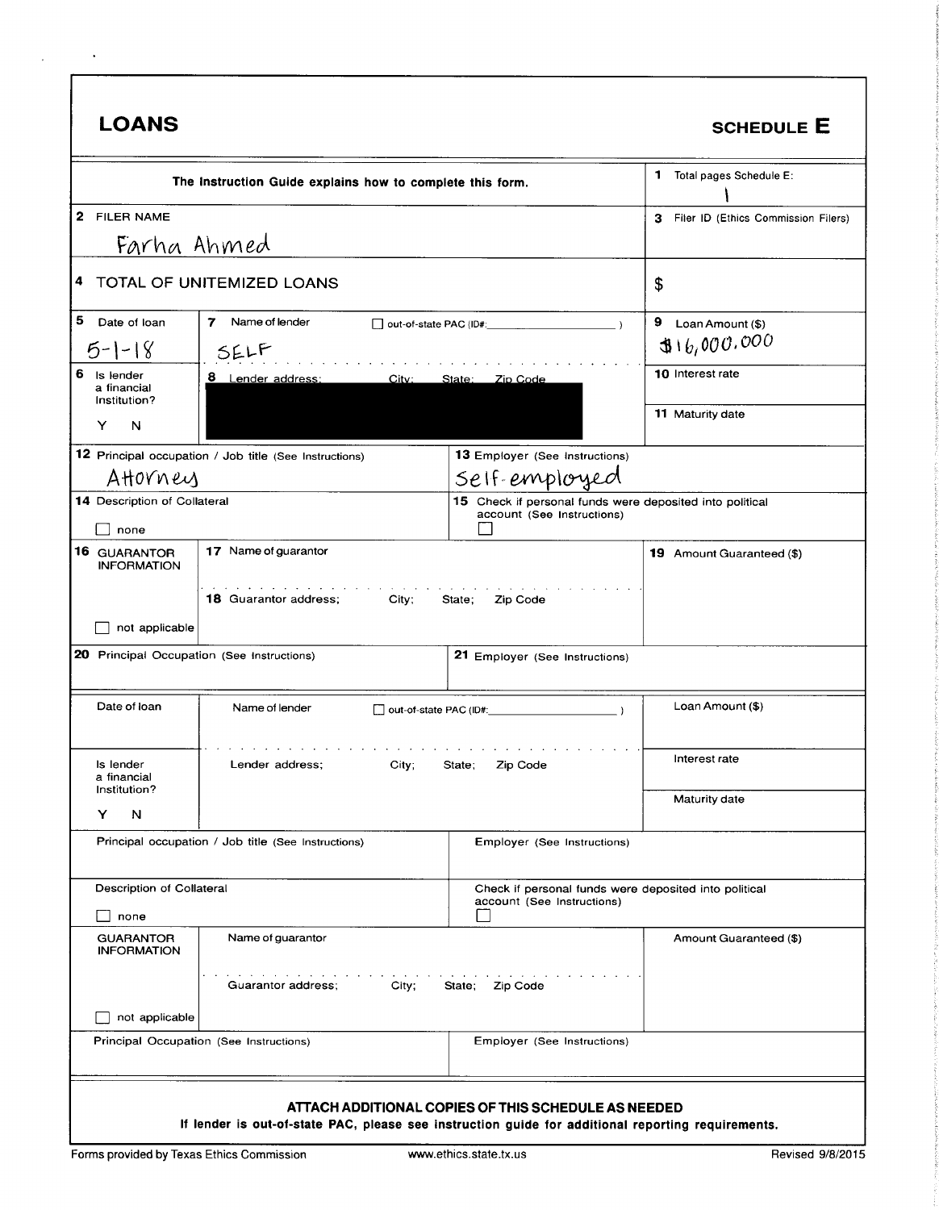# LOANS

## SCHEDULE E

| The Instruction Guide explains how to complete this form. | | | 1 Total pages Schedule E: 1 |
|---|---|---|---|
| 2 FILER NAME Farha Ahmed | | | 3 Filer ID (Ethics Commission Filers) |
| 4 TOTAL OF UNITEMIZED LOANS | | | $ |
| 5 Date of loan 5-1-18 | 7 Name of lender SELF | ☐ out-of-state PAC (ID#: ) | 9 Loan Amount ($) $16,000,000 |
| 6 Is lender a financial Institution? Y N | 8 Lender address; City; State; Zip Code [REDACTED] | | 10 Interest rate |
| | | | 11 Maturity date |
| 12 Principal occupation / Job title (See Instructions) Attorney | | 13 Employer (See Instructions) Self-employed | |
| 14 Description of Collateral ☐ none | | 15 Check if personal funds were deposited into political account (See Instructions) ☐ | |
| 16 GUARANTOR INFORMATION ☐ not applicable | 17 Name of guarantor; 18 Guarantor address; City; State; Zip Code | | 19 Amount Guaranteed ($) |
| 20 Principal Occupation (See Instructions) | | 21 Employer (See Instructions) | |

| Date of loan | Name of lender | ☐ out-of-state PAC (ID#: ) | Loan Amount ($) |
|---|---|---|---|
| Is lender a financial Institution? Y N | Lender address; City; State; Zip Code | | Interest rate |
| | | | Maturity date |
| Principal occupation / Job title (See Instructions) | | Employer (See Instructions) | |
| Description of Collateral ☐ none | | Check if personal funds were deposited into political account (See Instructions) ☐ | |
| GUARANTOR INFORMATION ☐ not applicable | Name of guarantor; Guarantor address; City; State; Zip Code | | Amount Guaranteed ($) |
| Principal Occupation (See Instructions) | | Employer (See Instructions) | |

**ATTACH ADDITIONAL COPIES OF THIS SCHEDULE AS NEEDED**

**If lender is out-of-state PAC, please see instruction guide for additional reporting requirements.**

Forms provided by Texas Ethics Commission www.ethics.state.tx.us Revised 9/8/2015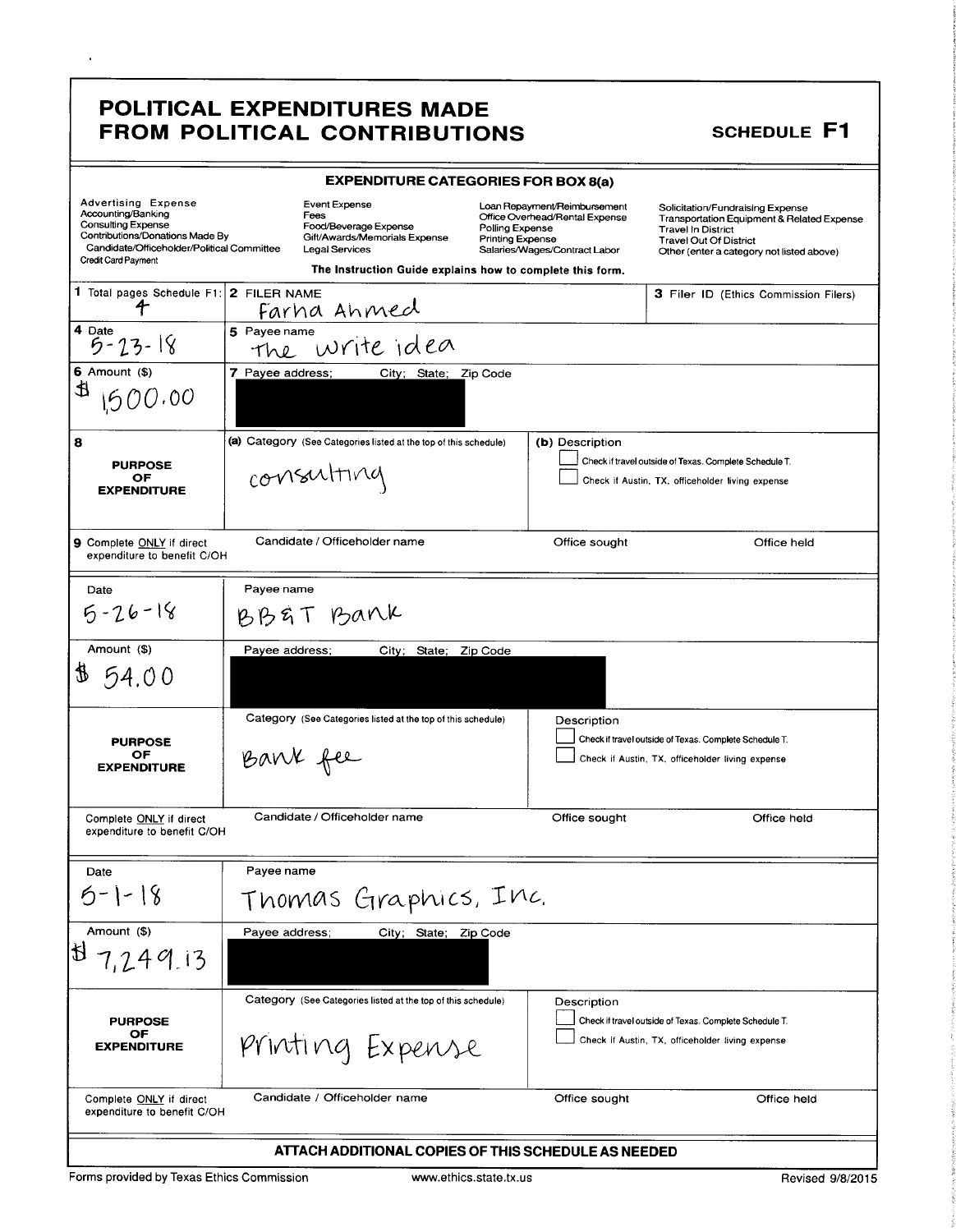# POLITICAL EXPENDITURES MADE FROM POLITICAL CONTRIBUTIONS

**SCHEDULE F1**

### EXPENDITURE CATEGORIES FOR BOX 8(a)

Advertising Expense
Accounting/Banking
Consulting Expense
Contributions/Donations Made By Candidate/Officeholder/Political Committee
Credit Card Payment

Event Expense
Fees
Food/Beverage Expense
Gift/Awards/Memorials Expense
Legal Services

Loan Repayment/Reimbursement
Office Overhead/Rental Expense
Polling Expense
Printing Expense
Salaries/Wages/Contract Labor

Solicitation/Fundraising Expense
Transportation Equipment & Related Expense
Travel In District
Travel Out Of District
Other (enter a category not listed above)

**The Instruction Guide explains how to complete this form.**

| | | |
|---|---|---|
| **1** Total pages Schedule F1: 4 | **2** FILER NAME: Farha Ahmed | **3** Filer ID (Ethics Commission Filers) |

| | |
|---|---|
| **4** Date: 5-23-18 | **5** Payee name: The write idea |
| **6** Amount ($): $ 1,500.00 | **7** Payee address; City; State; Zip Code: [REDACTED] |
| **8** PURPOSE OF EXPENDITURE | (a) Category (See Categories listed at the top of this schedule): consulting |
| | (b) Description: ☐ Check if travel outside of Texas. Complete Schedule T. ☐ Check if Austin, TX, officeholder living expense |
| **9** Complete ONLY if direct expenditure to benefit C/OH | Candidate / Officeholder name / Office sought / Office held |

| | |
|---|---|
| Date: 5-26-18 | Payee name: BB&T Bank |
| Amount ($): $ 54.00 | Payee address; City; State; Zip Code: [REDACTED] |
| PURPOSE OF EXPENDITURE | Category (See Categories listed at the top of this schedule): Bank fee |
| | Description: ☐ Check if travel outside of Texas. Complete Schedule T. ☐ Check if Austin, TX, officeholder living expense |
| Complete ONLY if direct expenditure to benefit C/OH | Candidate / Officeholder name / Office sought / Office held |

| | |
|---|---|
| Date: 5-1-18 | Payee name: Thomas Graphics, Inc. |
| Amount ($): $ 7,249.13 | Payee address; City; State; Zip Code: [REDACTED] |
| PURPOSE OF EXPENDITURE | Category (See Categories listed at the top of this schedule): Printing Expense |
| | Description: ☐ Check if travel outside of Texas. Complete Schedule T. ☐ Check if Austin, TX, officeholder living expense |
| Complete ONLY if direct expenditure to benefit C/OH | Candidate / Officeholder name / Office sought / Office held |

**ATTACH ADDITIONAL COPIES OF THIS SCHEDULE AS NEEDED**

Forms provided by Texas Ethics Commission www.ethics.state.tx.us Revised 9/8/2015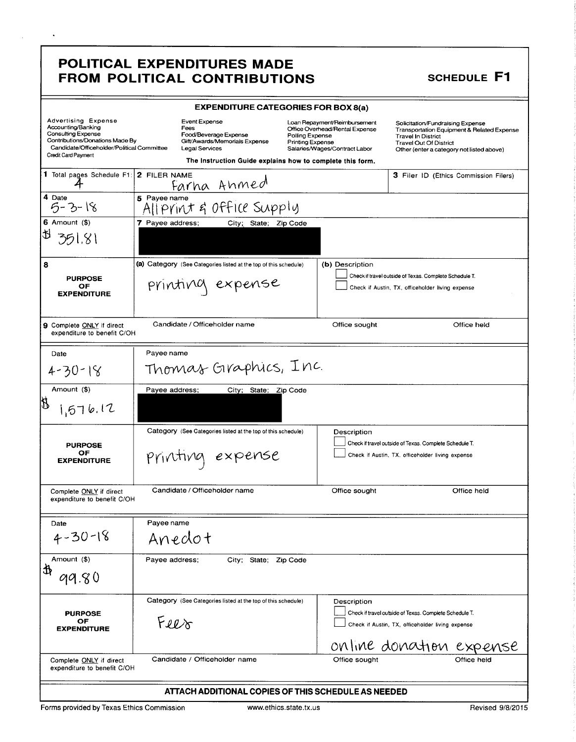# POLITICAL EXPENDITURES MADE FROM POLITICAL CONTRIBUTIONS

**SCHEDULE F1**

## EXPENDITURE CATEGORIES FOR BOX 8(a)

| | | | |
|---|---|---|---|
| Advertising Expense | Event Expense | Loan Repayment/Reimbursement | Solicitation/Fundraising Expense |
| Accounting/Banking | Fees | Office Overhead/Rental Expense | Transportation Equipment & Related Expense |
| Consulting Expense | Food/Beverage Expense | Polling Expense | Travel In District |
| Contributions/Donations Made By Candidate/Officeholder/Political Committee | Gift/Awards/Memorials Expense | Printing Expense | Travel Out Of District |
| Credit Card Payment | Legal Services | Salaries/Wages/Contract Labor | Other (enter a category not listed above) |

The Instruction Guide explains how to complete this form.

| | | |
|---|---|---|
| **1** Total pages Schedule F1: 4 | **2** FILER NAME: Farha Ahmed | **3** Filer ID (Ethics Commission Filers) |
| **4** Date: 5-3-18 | **5** Payee name: Allprint & Office Supply | |
| **6** Amount ($): $ 351.81 | **7** Payee address; City; State; Zip Code: [REDACTED] | |
| **8** PURPOSE OF EXPENDITURE | **(a)** Category (See Categories listed at the top of this schedule): printing expense | **(b)** Description<br>☐ Check if travel outside of Texas. Complete Schedule T.<br>☐ Check if Austin, TX, officeholder living expense |
| **9** Complete ONLY if direct expenditure to benefit C/OH | Candidate / Officeholder name | Office sought / Office held |

| | | |
|---|---|---|
| Date: 4-30-18 | Payee name: Thomas Graphics, Inc. | |
| Amount ($): $ 1,576.12 | Payee address; City; State; Zip Code: [REDACTED] | |
| PURPOSE OF EXPENDITURE | Category (See Categories listed at the top of this schedule): Printing expense | Description<br>☐ Check if travel outside of Texas. Complete Schedule T.<br>☐ Check if Austin, TX, officeholder living expense |
| Complete ONLY if direct expenditure to benefit C/OH | Candidate / Officeholder name | Office sought / Office held |

| | | |
|---|---|---|
| Date: 4-30-18 | Payee name: Anedot | |
| Amount ($): $ 99.80 | Payee address; City; State; Zip Code | |
| PURPOSE OF EXPENDITURE | Category (See Categories listed at the top of this schedule): Fees | Description<br>☐ Check if travel outside of Texas. Complete Schedule T.<br>☐ Check if Austin, TX, officeholder living expense<br>online donation expense |
| Complete ONLY if direct expenditure to benefit C/OH | Candidate / Officeholder name | Office sought / Office held |

**ATTACH ADDITIONAL COPIES OF THIS SCHEDULE AS NEEDED**

Forms provided by Texas Ethics Commission | www.ethics.state.tx.us | Revised 9/8/2015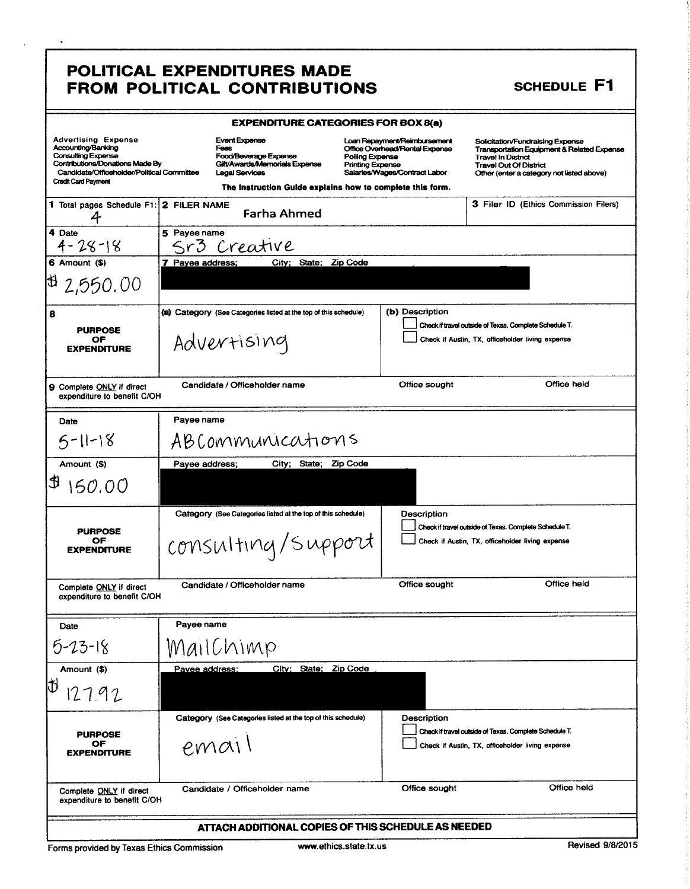# POLITICAL EXPENDITURES MADE FROM POLITICAL CONTRIBUTIONS

**SCHEDULE F1**

**EXPENDITURE CATEGORIES FOR BOX 8(a)**

| | | | |
|---|---|---|---|
| Advertising Expense | Event Expense | Loan Repayment/Reimbursement | Solicitation/Fundraising Expense |
| Accounting/Banking | Fees | Office Overhead/Rental Expense | Transportation Equipment & Related Expense |
| Consulting Expense | Food/Beverage Expense | Polling Expense | Travel In District |
| Contributions/Donations Made By Candidate/Officeholder/Political Committee | Gift/Awards/Memorials Expense | Printing Expense | Travel Out Of District |
| Credit Card Payment | Legal Services | Salaries/Wages/Contract Labor | Other (enter a category not listed above) |

**The Instruction Guide explains how to complete this form.**

| | | |
|---|---|---|
| **1** Total pages Schedule F1: 4 | **2** FILER NAME: Farha Ahmed | **3** Filer ID (Ethics Commission Filers) |

| | | |
|---|---|---|
| **4** Date: 4-28-18 | **5** Payee name: Sr3 Creative | |
| **6** Amount ($): $ 2,550.00 | **7** Payee address; City; State; Zip Code: [REDACTED] | |
| **8** PURPOSE OF EXPENDITURE | (a) Category (See Categories listed at the top of this schedule): Advertising | (b) Description ☐ Check if travel outside of Texas. Complete Schedule T. ☐ Check if Austin, TX, officeholder living expense |
| **9** Complete ONLY if direct expenditure to benefit C/OH | Candidate / Officeholder name | Office sought / Office held |

| | | |
|---|---|---|
| Date: 5-11-18 | Payee name: ABCommunications | |
| Amount ($): $ 150.00 | Payee address; City; State; Zip Code: [REDACTED] | |
| PURPOSE OF EXPENDITURE | Category (See Categories listed at the top of this schedule): consulting/Support | Description ☐ Check if travel outside of Texas. Complete Schedule T. ☐ Check if Austin, TX, officeholder living expense |
| Complete ONLY if direct expenditure to benefit C/OH | Candidate / Officeholder name | Office sought / Office held |

| | | |
|---|---|---|
| Date: 5-23-18 | Payee name: MailChimp | |
| Amount ($): $ 127.92 | Payee address; City; State; Zip Code: [REDACTED] | |
| PURPOSE OF EXPENDITURE | Category (See Categories listed at the top of this schedule): email | Description ☐ Check if travel outside of Texas. Complete Schedule T. ☐ Check if Austin, TX, officeholder living expense |
| Complete ONLY if direct expenditure to benefit C/OH | Candidate / Officeholder name | Office sought / Office held |

**ATTACH ADDITIONAL COPIES OF THIS SCHEDULE AS NEEDED**

Forms provided by Texas Ethics Commission — www.ethics.state.tx.us — Revised 9/8/2015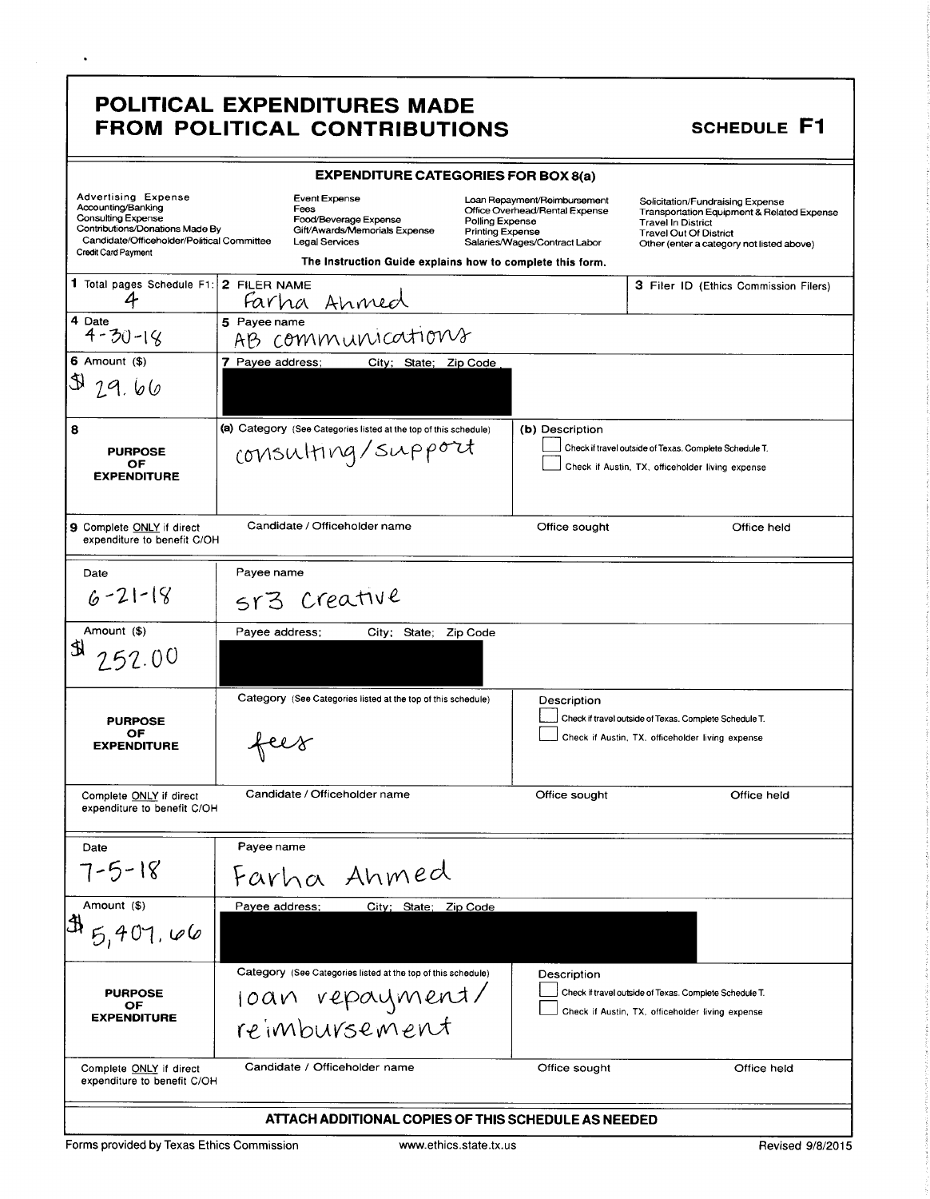# POLITICAL EXPENDITURES MADE FROM POLITICAL CONTRIBUTIONS

**SCHEDULE F1**

### EXPENDITURE CATEGORIES FOR BOX 8(a)

| | | | |
|---|---|---|---|
| Advertising Expense<br>Accounting/Banking<br>Consulting Expense<br>Contributions/Donations Made By Candidate/Officeholder/Political Committee<br>Credit Card Payment | Event Expense<br>Fees<br>Food/Beverage Expense<br>Gift/Awards/Memorials Expense<br>Legal Services | Loan Repayment/Reimbursement<br>Office Overhead/Rental Expense<br>Polling Expense<br>Printing Expense<br>Salaries/Wages/Contract Labor | Solicitation/Fundraising Expense<br>Transportation Equipment & Related Expense<br>Travel In District<br>Travel Out Of District<br>Other (enter a category not listed above) |

The Instruction Guide explains how to complete this form.

| | | | |
|---|---|---|---|
| **1** Total pages Schedule F1: 4 | **2** FILER NAME: Farha Ahmed | | **3** Filer ID (Ethics Commission Filers) |
| **4** Date: 4-30-18 | **5** Payee name: AB communications | | |
| **6** Amount ($): $ 29.66 | **7** Payee address; City; State; Zip Code: [REDACTED] | | |
| **8** PURPOSE OF EXPENDITURE | **(a)** Category (See Categories listed at the top of this schedule): consulting/support | **(b)** Description<br>☐ Check if travel outside of Texas. Complete Schedule T.<br>☐ Check if Austin, TX, officeholder living expense | |
| **9** Complete ONLY if direct expenditure to benefit C/OH | Candidate / Officeholder name | Office sought | Office held |

| | | | |
|---|---|---|---|
| Date: 6-21-18 | Payee name: sr3 Creative | | |
| Amount ($): $ 252.00 | Payee address; City; State; Zip Code: [REDACTED] | | |
| PURPOSE OF EXPENDITURE | Category (See Categories listed at the top of this schedule): fees | Description<br>☐ Check if travel outside of Texas. Complete Schedule T.<br>☐ Check if Austin, TX, officeholder living expense | |
| Complete ONLY if direct expenditure to benefit C/OH | Candidate / Officeholder name | Office sought | Office held |

| | | | |
|---|---|---|---|
| Date: 7-5-18 | Payee name: Farha Ahmed | | |
| Amount ($): $ 5,407.66 | Payee address; City; State; Zip Code: [REDACTED] | | |
| PURPOSE OF EXPENDITURE | Category (See Categories listed at the top of this schedule): loan repayment/reimbursement | Description<br>☐ Check if travel outside of Texas. Complete Schedule T.<br>☐ Check if Austin, TX, officeholder living expense | |
| Complete ONLY if direct expenditure to benefit C/OH | Candidate / Officeholder name | Office sought | Office held |

**ATTACH ADDITIONAL COPIES OF THIS SCHEDULE AS NEEDED**

Forms provided by Texas Ethics Commission www.ethics.state.tx.us Revised 9/8/2015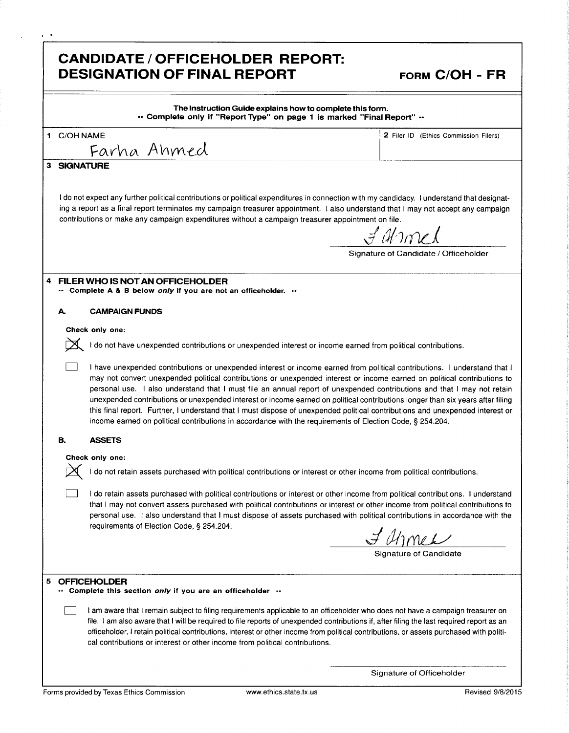# CANDIDATE / OFFICEHOLDER REPORT: DESIGNATION OF FINAL REPORT

**FORM C/OH - FR**

**The Instruction Guide explains how to complete this form.**
**•• Complete only if "Report Type" on page 1 is marked "Final Report" ••**

| 1 C/OH NAME | 2 Filer ID (Ethics Commission Filers) |
|---|---|
| Farha Ahmed | |

## 3 SIGNATURE

I do not expect any further political contributions or political expenditures in connection with my candidacy. I understand that designating a report as a final report terminates my campaign treasurer appointment. I also understand that I may not accept any campaign contributions or make any campaign expenditures without a campaign treasurer appointment on file.

F Ahmed

Signature of Candidate / Officeholder

## 4 FILER WHO IS NOT AN OFFICEHOLDER

**•• Complete A & B below *only* if you are not an officeholder. ••**

### A. CAMPAIGN FUNDS

**Check only one:**

- [x] I do not have unexpended contributions or unexpended interest or income earned from political contributions.
- [ ] I have unexpended contributions or unexpended interest or income earned from political contributions. I understand that I may not convert unexpended political contributions or unexpended interest or income earned on political contributions to personal use. I also understand that I must file an annual report of unexpended contributions and that I may not retain unexpended contributions or unexpended interest or income earned on political contributions longer than six years after filing this final report. Further, I understand that I must dispose of unexpended political contributions and unexpended interest or income earned on political contributions in accordance with the requirements of Election Code, § 254.204.

### B. ASSETS

**Check only one:**

- [x] I do not retain assets purchased with political contributions or interest or other income from political contributions.
- [ ] I do retain assets purchased with political contributions or interest or other income from political contributions. I understand that I may not convert assets purchased with political contributions or interest or other income from political contributions to personal use. I also understand that I must dispose of assets purchased with political contributions in accordance with the requirements of Election Code, § 254.204.

F Ahmed

Signature of Candidate

## 5 OFFICEHOLDER

**•• Complete this section *only* if you are an officeholder ••**

- [ ] I am aware that I remain subject to filing requirements applicable to an officeholder who does not have a campaign treasurer on file. I am also aware that I will be required to file reports of unexpended contributions if, after filing the last required report as an officeholder, I retain political contributions, interest or other income from political contributions, or assets purchased with political contributions or interest or other income from political contributions.

Signature of Officeholder

Forms provided by Texas Ethics Commission www.ethics.state.tx.us Revised 9/8/2015